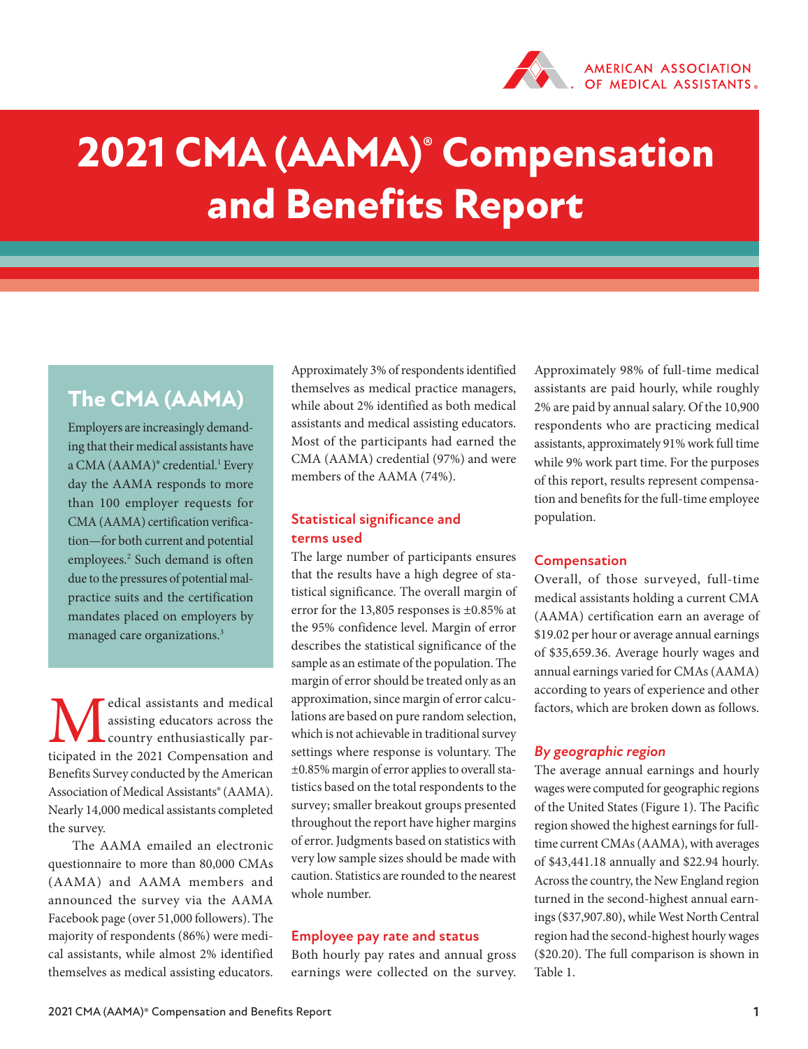# 2021 CMA (AAMA)® Compensation and Benefits Report

## The CMA (AAMA)

Employers are increasingly demanding that their medical assistants have a CMA (AAMA)® credential.[1] Every day the AAMA responds to more than 100 employer requests for CMA (AAMA) certification verification—for both current and potential employees.[2] Such demand is often due to the pressures of potential malpractice suits and the certification mandates placed on employers by managed care organizations.[3]

Medical assistants and medical assisting educators across the country enthusiastically participated in the 2021 Compensation and Benefits Survey conducted by the American Association of Medical Assistants® (AAMA). Nearly 14,000 medical assistants completed the survey.

The AAMA emailed an electronic questionnaire to more than 80,000 CMAs (AAMA) and AAMA members and announced the survey via the AAMA Facebook page (over 51,000 followers). The majority of respondents (86%) were medical assistants, while almost 2% identified themselves as medical assisting educators. Approximately 3% of respondents identified themselves as medical practice managers, while about 2% identified as both medical assistants and medical assisting educators. Most of the participants had earned the CMA (AAMA) credential (97%) and were members of the AAMA (74%).

### Statistical significance and terms used

The large number of participants ensures that the results have a high degree of statistical significance. The overall margin of error for the 13,805 responses is ±0.85% at the 95% confidence level. Margin of error describes the statistical significance of the sample as an estimate of the population. The margin of error should be treated only as an approximation, since margin of error calculations are based on pure random selection, which is not achievable in traditional survey settings where response is voluntary. The ±0.85% margin of error applies to overall statistics based on the total respondents to the survey; smaller breakout groups presented throughout the report have higher margins of error. Judgments based on statistics with very low sample sizes should be made with caution. Statistics are rounded to the nearest whole number.

### Employee pay rate and status

Both hourly pay rates and annual gross earnings were collected on the survey. Approximately 98% of full-time medical assistants are paid hourly, while roughly 2% are paid by annual salary. Of the 10,900 respondents who are practicing medical assistants, approximately 91% work full time while 9% work part time. For the purposes of this report, results represent compensation and benefits for the full-time employee population.

### Compensation

Overall, of those surveyed, full-time medical assistants holding a current CMA (AAMA) certification earn an average of $19.02 per hour or average annual earnings of $35,659.36. Average hourly wages and annual earnings varied for CMAs (AAMA) according to years of experience and other factors, which are broken down as follows.

#### *By geographic region*

The average annual earnings and hourly wages were computed for geographic regions of the United States (Figure 1). The Pacific region showed the highest earnings for full-time current CMAs (AAMA), with averages of $43,441.18 annually and $22.94 hourly. Across the country, the New England region turned in the second-highest annual earnings ($37,907.80), while West North Central region had the second-highest hourly wages ($20.20). The full comparison is shown in Table 1.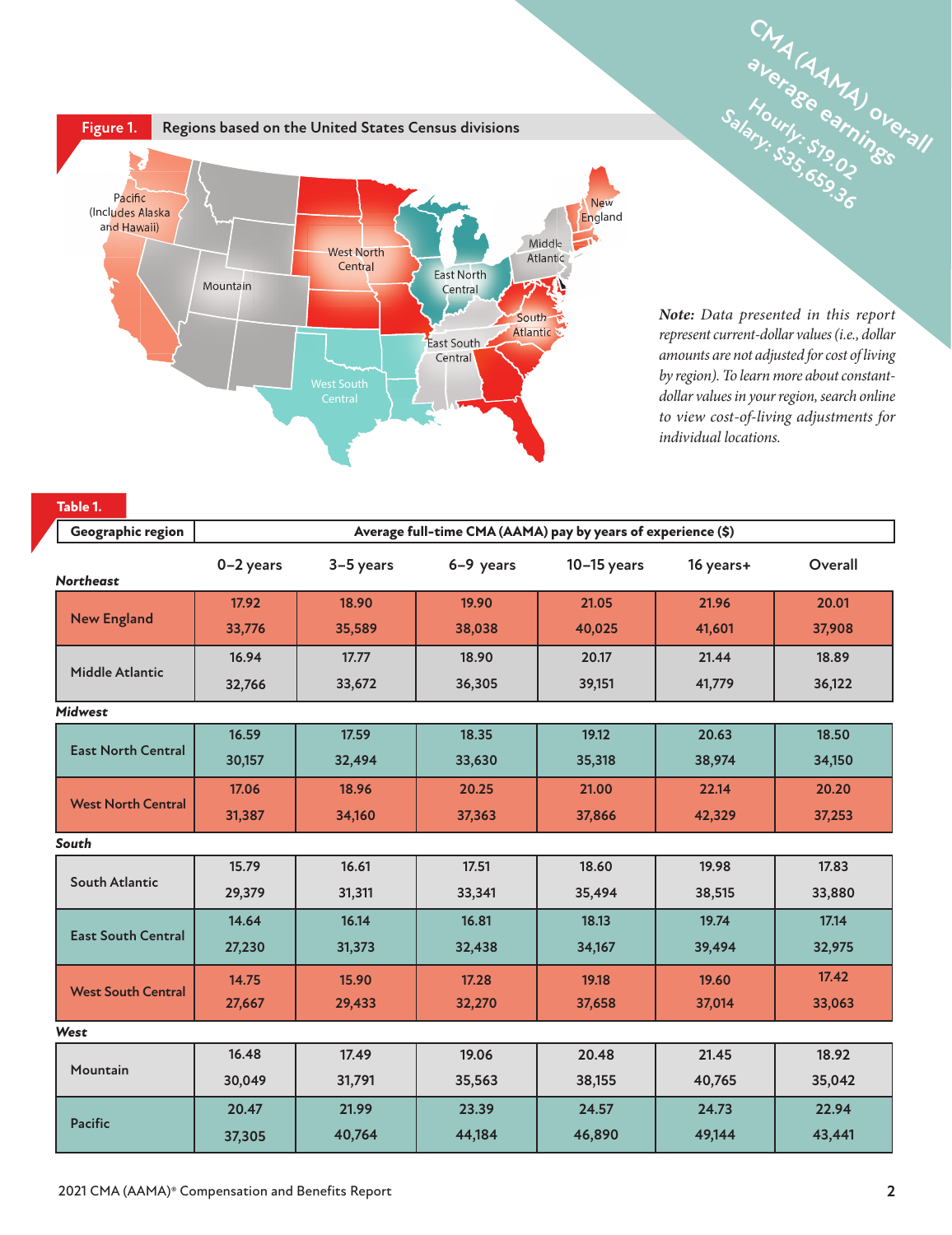**Figure 1.** Regions based on the United States Census divisions

Pacific (Includes Alaska and Hawaii)

Mountain

West North Central

East North Central

Middle Atlantic

New England

South Atlantic

East South Central

West South Central

**CMA (AAMA) overall average earnings**
**Hourly: $19.02**
**Salary: $35,659.36**

*Note:* *Data presented in this report represent current-dollar values (i.e., dollar amounts are not adjusted for cost of living by region). To learn more about constant-dollar values in your region, search online to view cost-of-living adjustments for individual locations.*

**Table 1.**

| Geographic region | Average full-time CMA (AAMA) pay by years of experience ($) | | | | | |
|---|---|---|---|---|---|---|
| | 0–2 years | 3–5 years | 6–9 years | 10–15 years | 16 years+ | Overall |
| ***Northeast*** | | | | | | |
| New England | 17.92 | 18.90 | 19.90 | 21.05 | 21.96 | 20.01 |
| | 33,776 | 35,589 | 38,038 | 40,025 | 41,601 | 37,908 |
| Middle Atlantic | 16.94 | 17.77 | 18.90 | 20.17 | 21.44 | 18.89 |
| | 32,766 | 33,672 | 36,305 | 39,151 | 41,779 | 36,122 |
| ***Midwest*** | | | | | | |
| East North Central | 16.59 | 17.59 | 18.35 | 19.12 | 20.63 | 18.50 |
| | 30,157 | 32,494 | 33,630 | 35,318 | 38,974 | 34,150 |
| West North Central | 17.06 | 18.96 | 20.25 | 21.00 | 22.14 | 20.20 |
| | 31,387 | 34,160 | 37,363 | 37,866 | 42,329 | 37,253 |
| ***South*** | | | | | | |
| South Atlantic | 15.79 | 16.61 | 17.51 | 18.60 | 19.98 | 17.83 |
| | 29,379 | 31,311 | 33,341 | 35,494 | 38,515 | 33,880 |
| East South Central | 14.64 | 16.14 | 16.81 | 18.13 | 19.74 | 17.14 |
| | 27,230 | 31,373 | 32,438 | 34,167 | 39,494 | 32,975 |
| West South Central | 14.75 | 15.90 | 17.28 | 19.18 | 19.60 | 17.42 |
| | 27,667 | 29,433 | 32,270 | 37,658 | 37,014 | 33,063 |
| ***West*** | | | | | | |
| Mountain | 16.48 | 17.49 | 19.06 | 20.48 | 21.45 | 18.92 |
| | 30,049 | 31,791 | 35,563 | 38,155 | 40,765 | 35,042 |
| Pacific | 20.47 | 21.99 | 23.39 | 24.57 | 24.73 | 22.94 |
| | 37,305 | 40,764 | 44,184 | 46,890 | 49,144 | 43,441 |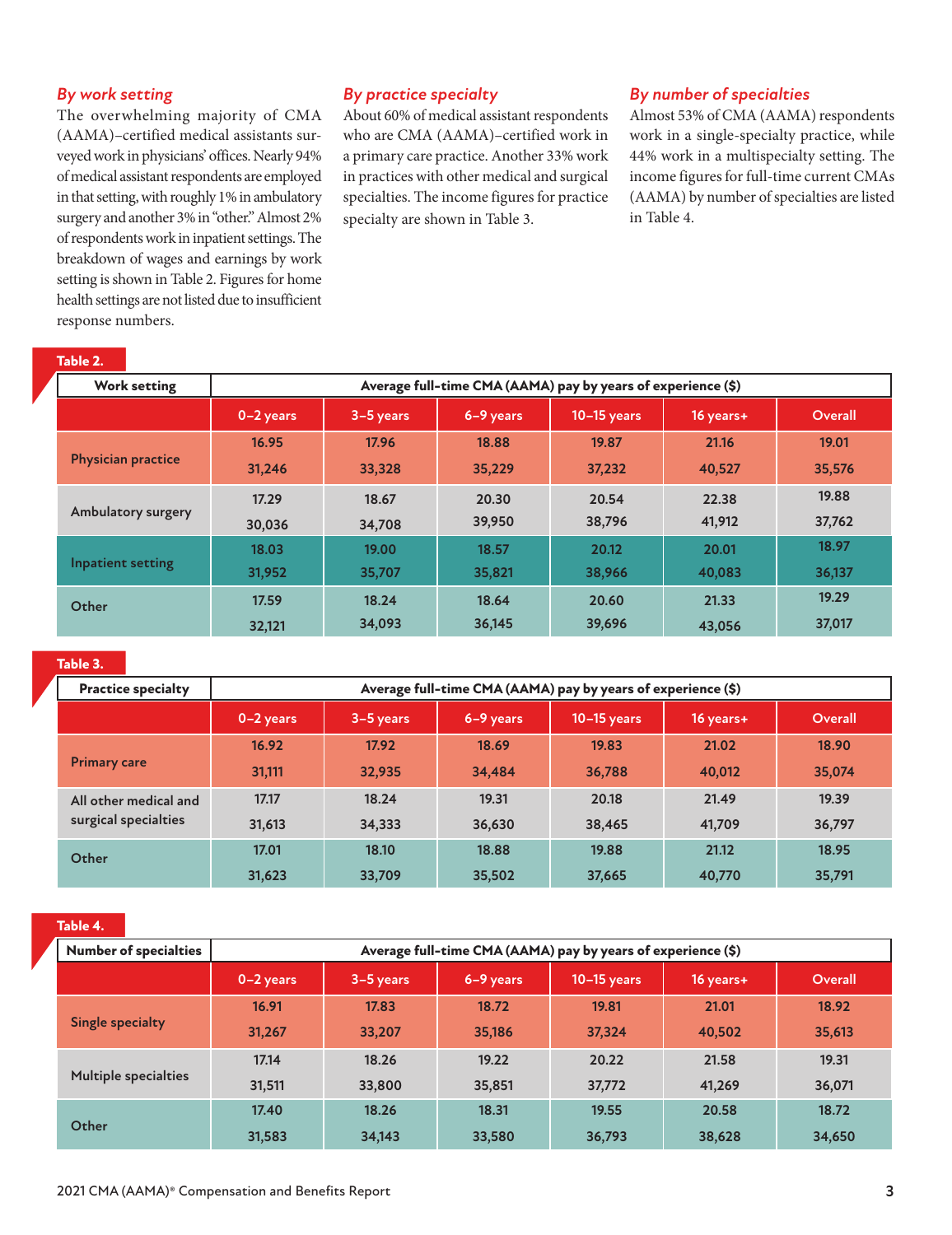### *By work setting*

The overwhelming majority of CMA (AAMA)–certified medical assistants surveyed work in physicians' offices. Nearly 94% of medical assistant respondents are employed in that setting, with roughly 1% in ambulatory surgery and another 3% in "other." Almost 2% of respondents work in inpatient settings. The breakdown of wages and earnings by work setting is shown in Table 2. Figures for home health settings are not listed due to insufficient response numbers.

### *By practice specialty*

About 60% of medical assistant respondents who are CMA (AAMA)–certified work in a primary care practice. Another 33% work in practices with other medical and surgical specialties. The income figures for practice specialty are shown in Table 3.

### *By number of specialties*

Almost 53% of CMA (AAMA) respondents work in a single-specialty practice, while 44% work in a multispecialty setting. The income figures for full-time current CMAs (AAMA) by number of specialties are listed in Table 4.

**Table 2.**

| Work setting | Average full-time CMA (AAMA) pay by years of experience ($) | | | | | |
|---|---|---|---|---|---|---|
| | 0–2 years | 3–5 years | 6–9 years | 10–15 years | 16 years+ | Overall |
| Physician practice | 16.95 | 17.96 | 18.88 | 19.87 | 21.16 | 19.01 |
| | 31,246 | 33,328 | 35,229 | 37,232 | 40,527 | 35,576 |
| Ambulatory surgery | 17.29 | 18.67 | 20.30 | 20.54 | 22.38 | 19.88 |
| | 30,036 | 34,708 | 39,950 | 38,796 | 41,912 | 37,762 |
| Inpatient setting | 18.03 | 19.00 | 18.57 | 20.12 | 20.01 | 18.97 |
| | 31,952 | 35,707 | 35,821 | 38,966 | 40,083 | 36,137 |
| Other | 17.59 | 18.24 | 18.64 | 20.60 | 21.33 | 19.29 |
| | 32,121 | 34,093 | 36,145 | 39,696 | 43,056 | 37,017 |

**Table 3.**

| Practice specialty | Average full-time CMA (AAMA) pay by years of experience ($) | | | | | |
|---|---|---|---|---|---|---|
| | 0–2 years | 3–5 years | 6–9 years | 10–15 years | 16 years+ | Overall |
| Primary care | 16.92 | 17.92 | 18.69 | 19.83 | 21.02 | 18.90 |
| | 31,111 | 32,935 | 34,484 | 36,788 | 40,012 | 35,074 |
| All other medical and surgical specialties | 17.17 | 18.24 | 19.31 | 20.18 | 21.49 | 19.39 |
| | 31,613 | 34,333 | 36,630 | 38,465 | 41,709 | 36,797 |
| Other | 17.01 | 18.10 | 18.88 | 19.88 | 21.12 | 18.95 |
| | 31,623 | 33,709 | 35,502 | 37,665 | 40,770 | 35,791 |

**Table 4.**

| Number of specialties | Average full-time CMA (AAMA) pay by years of experience ($) | | | | | |
|---|---|---|---|---|---|---|
| | 0–2 years | 3–5 years | 6–9 years | 10–15 years | 16 years+ | Overall |
| Single specialty | 16.91 | 17.83 | 18.72 | 19.81 | 21.01 | 18.92 |
| | 31,267 | 33,207 | 35,186 | 37,324 | 40,502 | 35,613 |
| Multiple specialties | 17.14 | 18.26 | 19.22 | 20.22 | 21.58 | 19.31 |
| | 31,511 | 33,800 | 35,851 | 37,772 | 41,269 | 36,071 |
| Other | 17.40 | 18.26 | 18.31 | 19.55 | 20.58 | 18.72 |
| | 31,583 | 34,143 | 33,580 | 36,793 | 38,628 | 34,650 |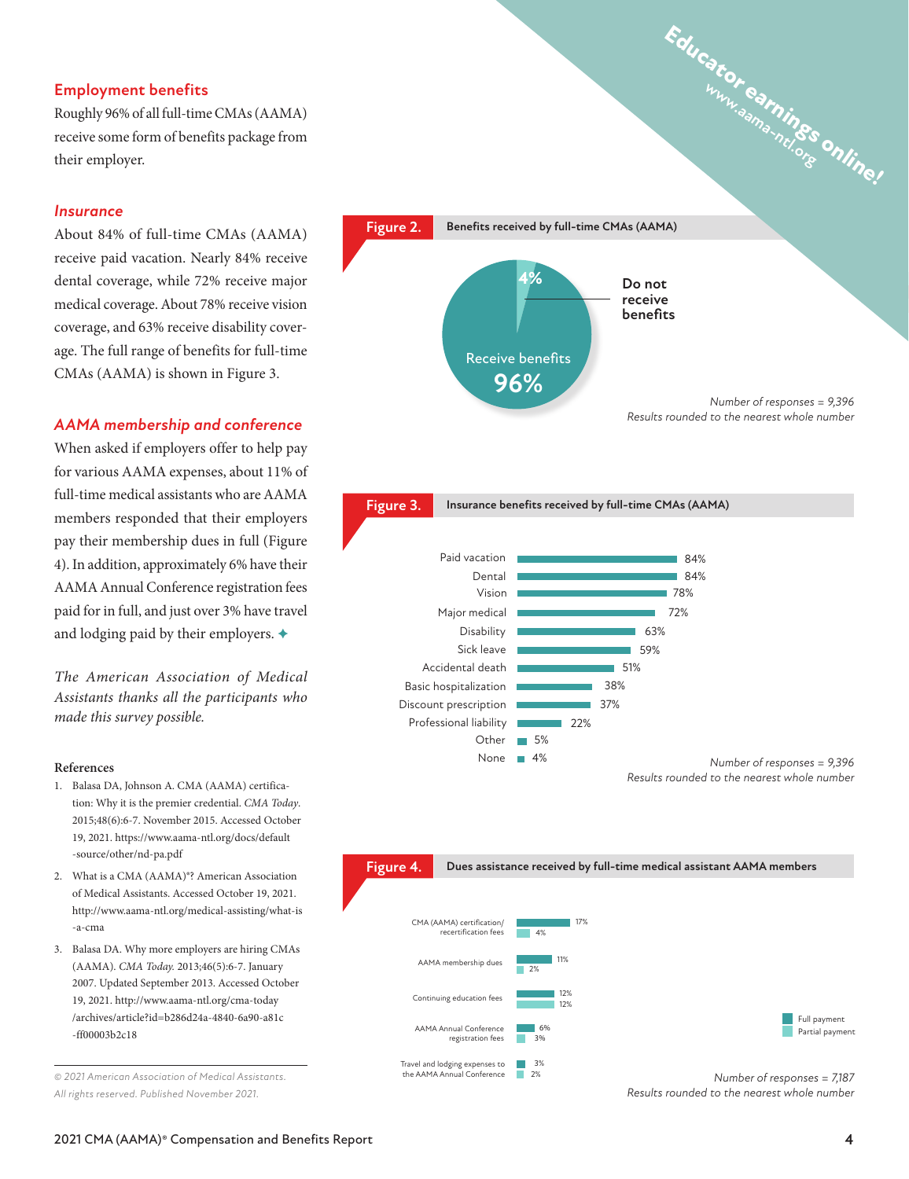## Employment benefits

Roughly 96% of all full-time CMAs (AAMA) receive some form of benefits package from their employer.

### *Insurance*

About 84% of full-time CMAs (AAMA) receive paid vacation. Nearly 84% receive dental coverage, while 72% receive major medical coverage. About 78% receive vision coverage, and 63% receive disability coverage. The full range of benefits for full-time CMAs (AAMA) is shown in Figure 3.

### *AAMA membership and conference*

When asked if employers offer to help pay for various AAMA expenses, about 11% of full-time medical assistants who are AAMA members responded that their employers pay their membership dues in full (Figure 4). In addition, approximately 6% have their AAMA Annual Conference registration fees paid for in full, and just over 3% have travel and lodging paid by their employers. ✦

*The American Association of Medical Assistants thanks all the participants who made this survey possible.*

Educator earnings online!
www.aama-ntl.org

**Figure 2.** Benefits received by full-time CMAs (AAMA)

4%
Do not receive benefits
Receive benefits
96%

*Number of responses = 9,396*
*Results rounded to the nearest whole number*

**Figure 3.** Insurance benefits received by full-time CMAs (AAMA)

Paid vacation 84%
Dental 84%
Vision 78%
Major medical 72%
Disability 63%
Sick leave 59%
Accidental death 51%
Basic hospitalization 38%
Discount prescription 37%
Professional liability 22%
Other 5%
None 4%

*Number of responses = 9,396*
*Results rounded to the nearest whole number*

**Figure 4.** Dues assistance received by full-time medical assistant AAMA members

CMA (AAMA) certification/recertification fees 17% 4%
AAMA membership dues 11% 2%
Continuing education fees 12% 12%
AAMA Annual Conference registration fees 6% 3%
Travel and lodging expenses to the AAMA Annual Conference 3% 2%

Full payment
Partial payment

*Number of responses = 7,187*
*Results rounded to the nearest whole number*

### References

1. Balasa DA, Johnson A. CMA (AAMA) certification: Why it is the premier credential. *CMA Today*. 2015;48(6):6-7. November 2015. Accessed October 19, 2021. https://www.aama-ntl.org/docs/default-source/other/nd-pa.pdf
2. What is a CMA (AAMA)®? American Association of Medical Assistants. Accessed October 19, 2021. http://www.aama-ntl.org/medical-assisting/what-is-a-cma
3. Balasa DA. Why more employers are hiring CMAs (AAMA). *CMA Today.* 2013;46(5):6-7. January 2007. Updated September 2013. Accessed October 19, 2021. http://www.aama-ntl.org/cma-today/archives/article?id=b286d24a-4840-6a90-a81c-ff00003b2c18

*© 2021 American Association of Medical Assistants. All rights reserved. Published November 2021.*